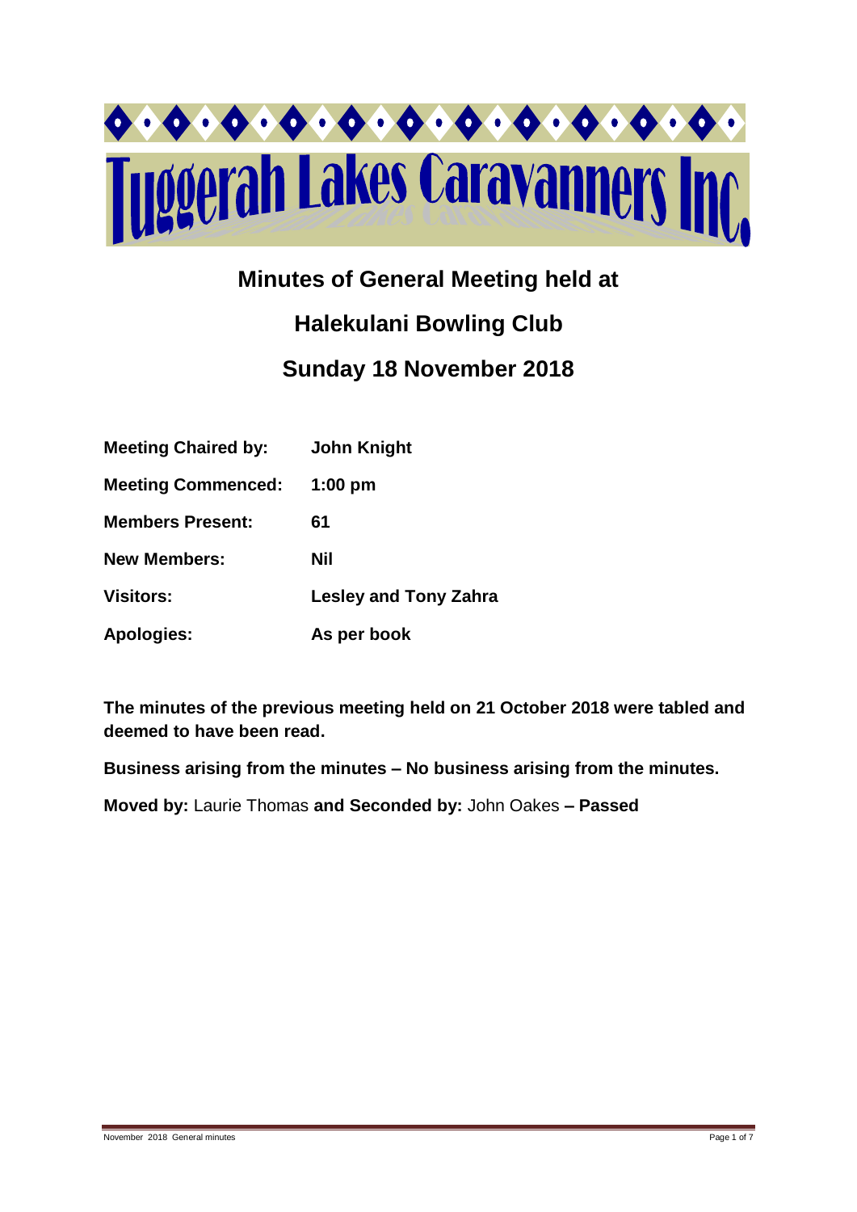# Tuggerah Lakes Caravanners Inc

## Minutes of General Meeting held at

## Halekulani Bowling Club

## Sunday 18 November 2018

| | |
|---|---|
| **Meeting Chaired by:** | **John Knight** |
| **Meeting Commenced:** | **1:00 pm** |
| **Members Present:** | **61** |
| **New Members:** | **Nil** |
| **Visitors:** | **Lesley and Tony Zahra** |
| **Apologies:** | **As per book** |

**The minutes of the previous meeting held on 21 October 2018 were tabled and deemed to have been read.**

**Business arising from the minutes – No business arising from the minutes.**

**Moved by:** Laurie Thomas **and Seconded by:** John Oakes **– Passed**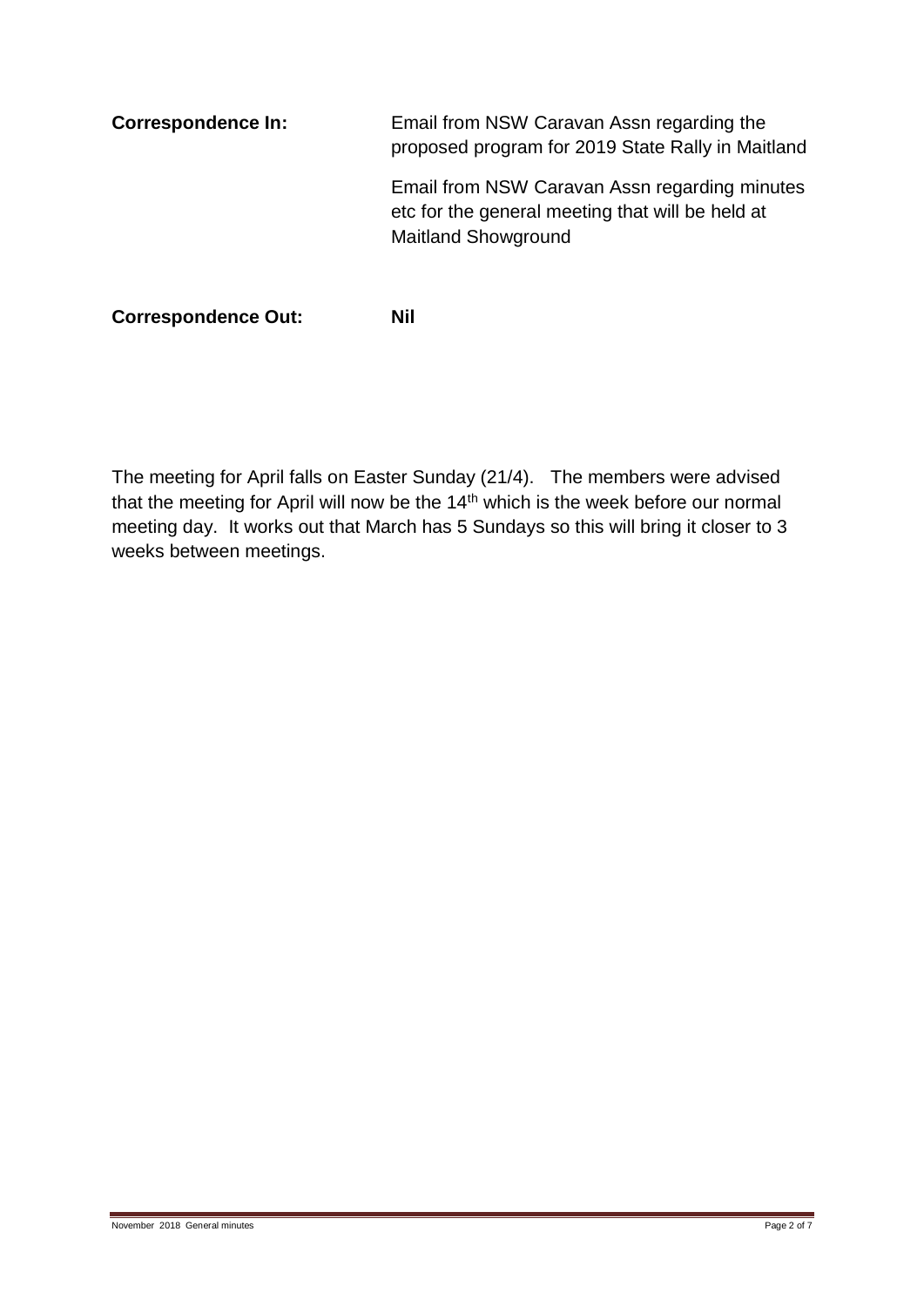**Correspondence In:** Email from NSW Caravan Assn regarding the proposed program for 2019 State Rally in Maitland

Email from NSW Caravan Assn regarding minutes etc for the general meeting that will be held at Maitland Showground

**Correspondence Out:** **Nil**

The meeting for April falls on Easter Sunday (21/4). The members were advised that the meeting for April will now be the 14th which is the week before our normal meeting day. It works out that March has 5 Sundays so this will bring it closer to 3 weeks between meetings.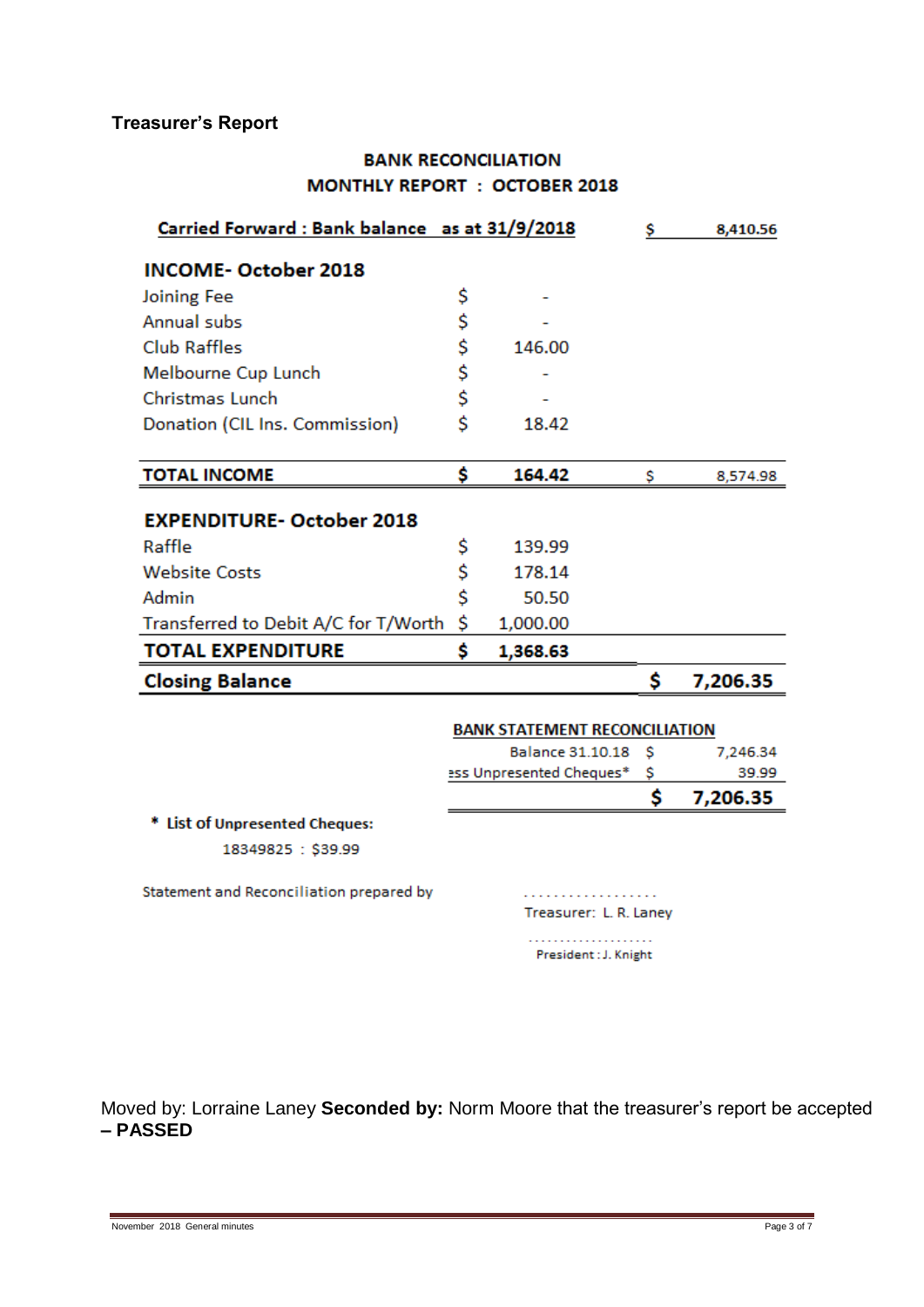**Treasurer's Report**

## BANK RECONCILIATION

## MONTHLY REPORT : OCTOBER 2018

| Carried Forward : Bank balance as at 31/9/2018 | | | $ | 8,410.56 |
|---|---|---|---|---|
| **INCOME- October 2018** | | | | |
| Joining Fee | $ | - | | |
| Annual subs | $ | - | | |
| Club Raffles | $ | 146.00 | | |
| Melbourne Cup Lunch | $ | - | | |
| Christmas Lunch | $ | - | | |
| Donation (CIL Ins. Commission) | $ | 18.42 | | |
| **TOTAL INCOME** | **$** | **164.42** | $ | 8,574.98 |
| **EXPENDITURE- October 2018** | | | | |
| Raffle | $ | 139.99 | | |
| Website Costs | $ | 178.14 | | |
| Admin | $ | 50.50 | | |
| Transferred to Debit A/C for T/Worth | $ | 1,000.00 | | |
| **TOTAL EXPENDITURE** | **$** | **1,368.63** | | |
| **Closing Balance** | | | **$** | **7,206.35** |

**BANK STATEMENT RECONCILIATION**

| | | |
|---|---|---|
| Balance 31.10.18 | $ | 7,246.34 |
| Less Unpresented Cheques* | $ | 39.99 |
| | **$** | **7,206.35** |

\* **List of Unpresented Cheques:**

18349825 : $39.99

Statement and Reconciliation prepared by

...................

Treasurer: L. R. Laney

.....................

President : J. Knight

Moved by: Lorraine Laney **Seconded by:** Norm Moore that the treasurer's report be accepted **– PASSED**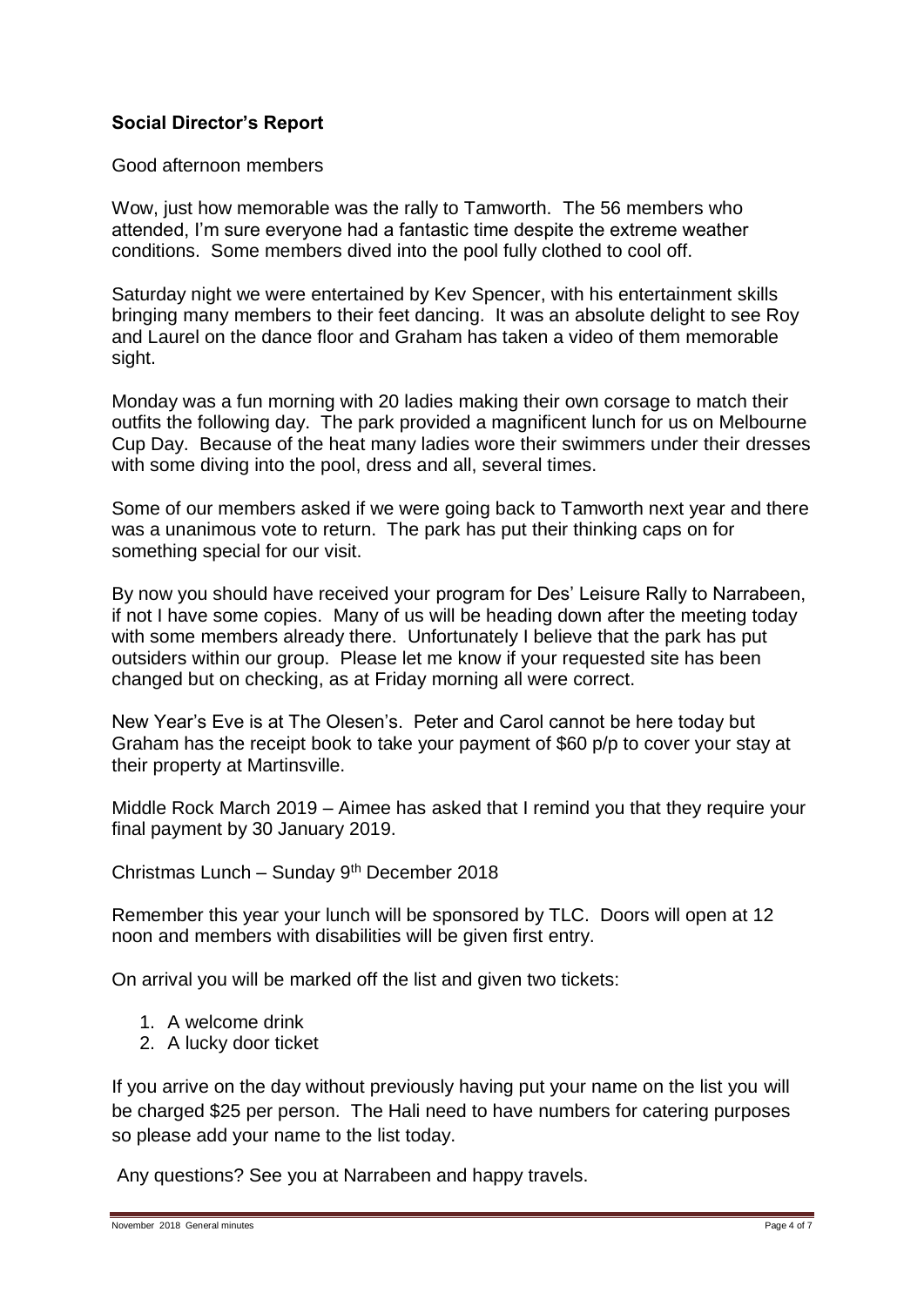**Social Director's Report**

Good afternoon members

Wow, just how memorable was the rally to Tamworth. The 56 members who attended, I'm sure everyone had a fantastic time despite the extreme weather conditions. Some members dived into the pool fully clothed to cool off.

Saturday night we were entertained by Kev Spencer, with his entertainment skills bringing many members to their feet dancing. It was an absolute delight to see Roy and Laurel on the dance floor and Graham has taken a video of them memorable sight.

Monday was a fun morning with 20 ladies making their own corsage to match their outfits the following day. The park provided a magnificent lunch for us on Melbourne Cup Day. Because of the heat many ladies wore their swimmers under their dresses with some diving into the pool, dress and all, several times.

Some of our members asked if we were going back to Tamworth next year and there was a unanimous vote to return. The park has put their thinking caps on for something special for our visit.

By now you should have received your program for Des' Leisure Rally to Narrabeen, if not I have some copies. Many of us will be heading down after the meeting today with some members already there. Unfortunately I believe that the park has put outsiders within our group. Please let me know if your requested site has been changed but on checking, as at Friday morning all were correct.

New Year's Eve is at The Olesen's. Peter and Carol cannot be here today but Graham has the receipt book to take your payment of $60 p/p to cover your stay at their property at Martinsville.

Middle Rock March 2019 – Aimee has asked that I remind you that they require your final payment by 30 January 2019.

Christmas Lunch – Sunday 9th December 2018

Remember this year your lunch will be sponsored by TLC. Doors will open at 12 noon and members with disabilities will be given first entry.

On arrival you will be marked off the list and given two tickets:

1. A welcome drink
2. A lucky door ticket

If you arrive on the day without previously having put your name on the list you will be charged $25 per person. The Hali need to have numbers for catering purposes so please add your name to the list today.

Any questions? See you at Narrabeen and happy travels.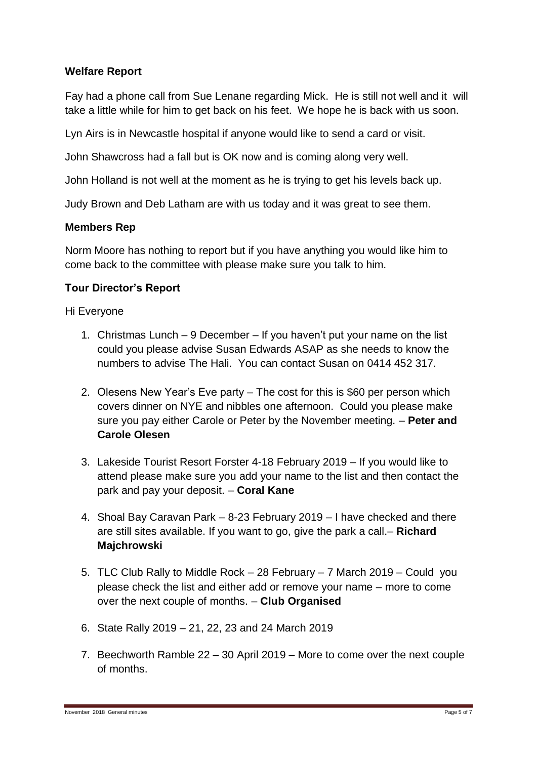### Welfare Report

Fay had a phone call from Sue Lenane regarding Mick. He is still not well and it will take a little while for him to get back on his feet. We hope he is back with us soon.

Lyn Airs is in Newcastle hospital if anyone would like to send a card or visit.

John Shawcross had a fall but is OK now and is coming along very well.

John Holland is not well at the moment as he is trying to get his levels back up.

Judy Brown and Deb Latham are with us today and it was great to see them.

### Members Rep

Norm Moore has nothing to report but if you have anything you would like him to come back to the committee with please make sure you talk to him.

### Tour Director's Report

Hi Everyone

1. Christmas Lunch – 9 December – If you haven't put your name on the list could you please advise Susan Edwards ASAP as she needs to know the numbers to advise The Hali. You can contact Susan on 0414 452 317.

2. Olesens New Year's Eve party – The cost for this is $60 per person which covers dinner on NYE and nibbles one afternoon. Could you please make sure you pay either Carole or Peter by the November meeting. – **Peter and Carole Olesen**

3. Lakeside Tourist Resort Forster 4-18 February 2019 – If you would like to attend please make sure you add your name to the list and then contact the park and pay your deposit. – **Coral Kane**

4. Shoal Bay Caravan Park – 8-23 February 2019 – I have checked and there are still sites available. If you want to go, give the park a call.– **Richard Majchrowski**

5. TLC Club Rally to Middle Rock – 28 February – 7 March 2019 – Could you please check the list and either add or remove your name – more to come over the next couple of months. – **Club Organised**

6. State Rally 2019 – 21, 22, 23 and 24 March 2019

7. Beechworth Ramble 22 – 30 April 2019 – More to come over the next couple of months.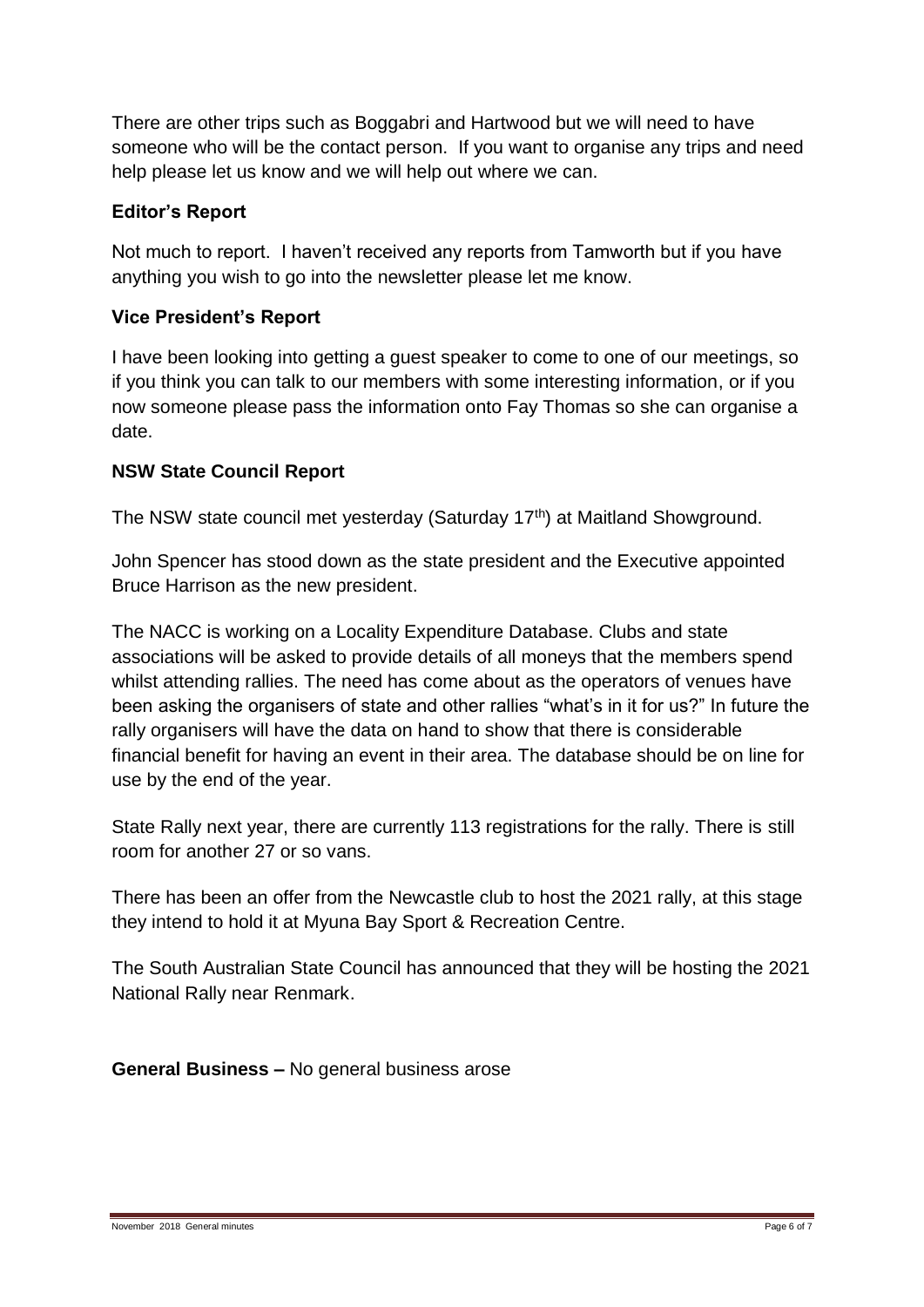There are other trips such as Boggabri and Hartwood but we will need to have someone who will be the contact person. If you want to organise any trips and need help please let us know and we will help out where we can.

**Editor's Report**

Not much to report. I haven't received any reports from Tamworth but if you have anything you wish to go into the newsletter please let me know.

**Vice President's Report**

I have been looking into getting a guest speaker to come to one of our meetings, so if you think you can talk to our members with some interesting information, or if you now someone please pass the information onto Fay Thomas so she can organise a date.

**NSW State Council Report**

The NSW state council met yesterday (Saturday 17th) at Maitland Showground.

John Spencer has stood down as the state president and the Executive appointed Bruce Harrison as the new president.

The NACC is working on a Locality Expenditure Database. Clubs and state associations will be asked to provide details of all moneys that the members spend whilst attending rallies. The need has come about as the operators of venues have been asking the organisers of state and other rallies "what's in it for us?" In future the rally organisers will have the data on hand to show that there is considerable financial benefit for having an event in their area. The database should be on line for use by the end of the year.

State Rally next year, there are currently 113 registrations for the rally. There is still room for another 27 or so vans.

There has been an offer from the Newcastle club to host the 2021 rally, at this stage they intend to hold it at Myuna Bay Sport & Recreation Centre.

The South Australian State Council has announced that they will be hosting the 2021 National Rally near Renmark.

**General Business –** No general business arose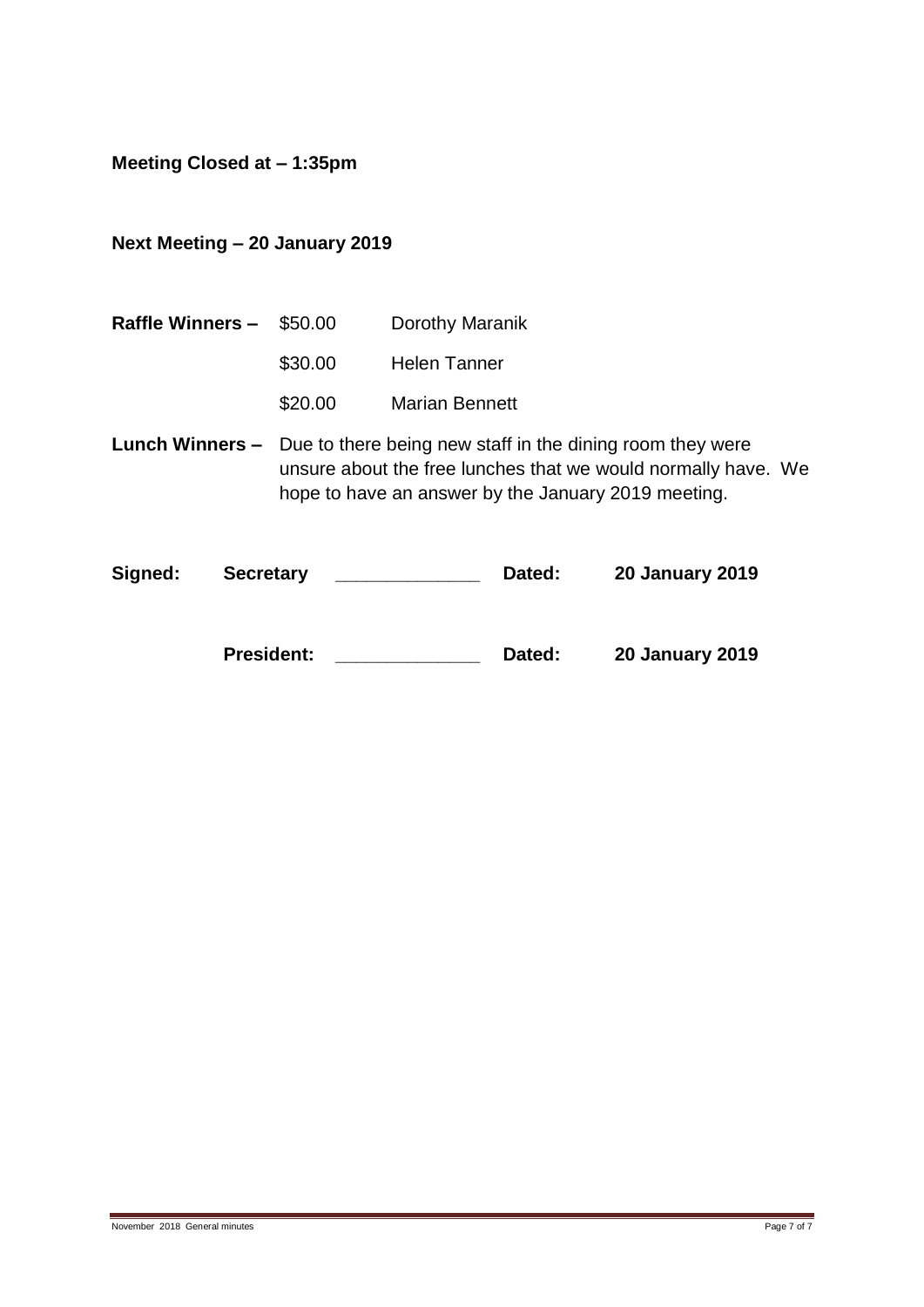**Meeting Closed at – 1:35pm**

**Next Meeting – 20 January 2019**

| | | |
|---|---|---|
| **Raffle Winners –** | $50.00 | Dorothy Maranik |
| | $30.00 | Helen Tanner |
| | $20.00 | Marian Bennett |

**Lunch Winners –** Due to there being new staff in the dining room they were unsure about the free lunches that we would normally have. We hope to have an answer by the January 2019 meeting.

| | | | | |
|---|---|---|---|---|
| **Signed:** | **Secretary** | ______________ | **Dated:** | **20 January 2019** |
| | **President:** | ______________ | **Dated:** | **20 January 2019** |